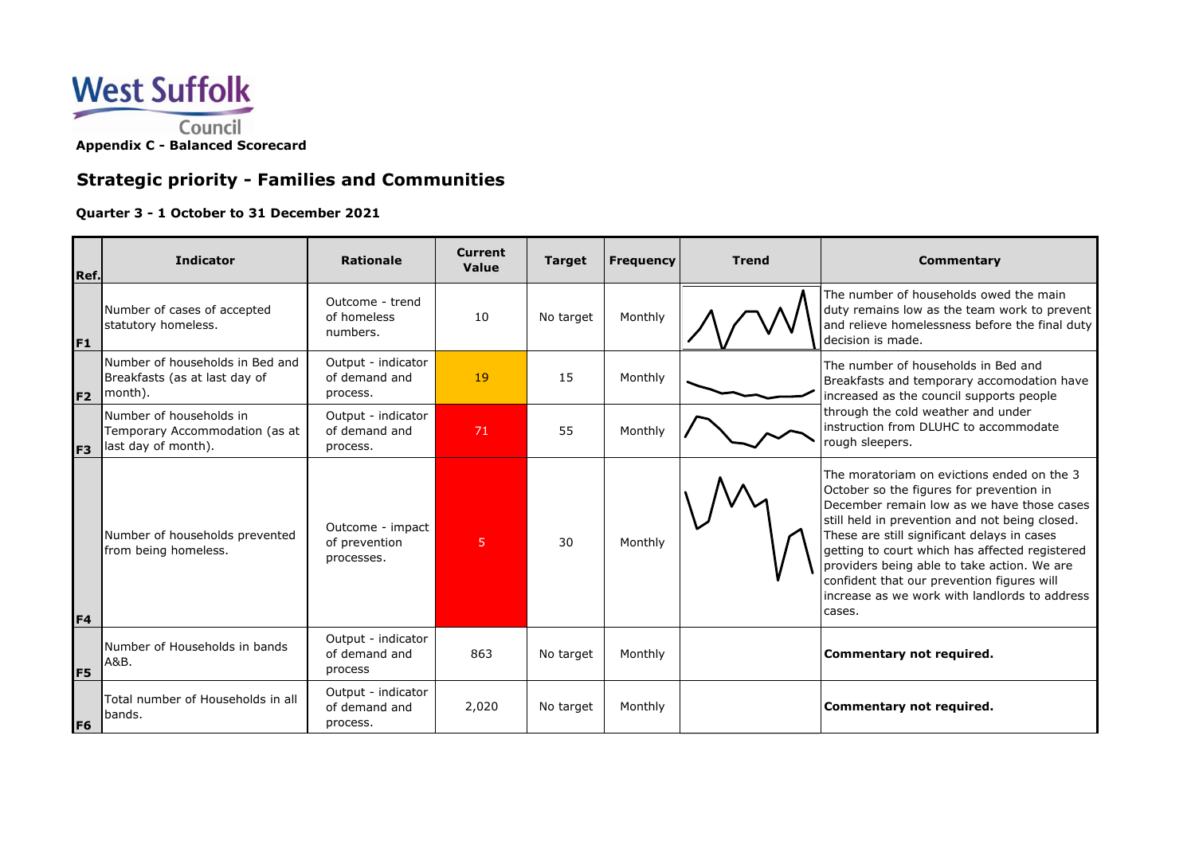West Suffolk Council

**Appendix C - Balanced Scorecard**

## Strategic priority - Families and Communities

**Quarter 3 - 1 October to 31 December 2021**

| Ref. | Indicator | Rationale | Current Value | Target | Frequency | Trend | Commentary |
|---|---|---|---|---|---|---|---|
| F1 | Number of cases of accepted statutory homeless. | Outcome - trend of homeless numbers. | 10 | No target | Monthly | | The number of households owed the main duty remains low as the team work to prevent and relieve homelessness before the final duty decision is made. |
| F2 | Number of households in Bed and Breakfasts (as at last day of month). | Output - indicator of demand and process. | 19 | 15 | Monthly | | The number of households in Bed and Breakfasts and temporary accomodation have increased as the council supports people through the cold weather and under instruction from DLUHC to accommodate rough sleepers. |
| F3 | Number of households in Temporary Accommodation (as at last day of month). | Output - indicator of demand and process. | 71 | 55 | Monthly | | |
| F4 | Number of households prevented from being homeless. | Outcome - impact of prevention processes. | 5 | 30 | Monthly | | The moratoriam on evictions ended on the 3 October so the figures for prevention in December remain low as we have those cases still held in prevention and not being closed. These are still significant delays in cases getting to court which has affected registered providers being able to take action. We are confident that our prevention figures will increase as we work with landlords to address cases. |
| F5 | Number of Households in bands A&B. | Output - indicator of demand and process | 863 | No target | Monthly | | **Commentary not required.** |
| F6 | Total number of Households in all bands. | Output - indicator of demand and process. | 2,020 | No target | Monthly | | **Commentary not required.** |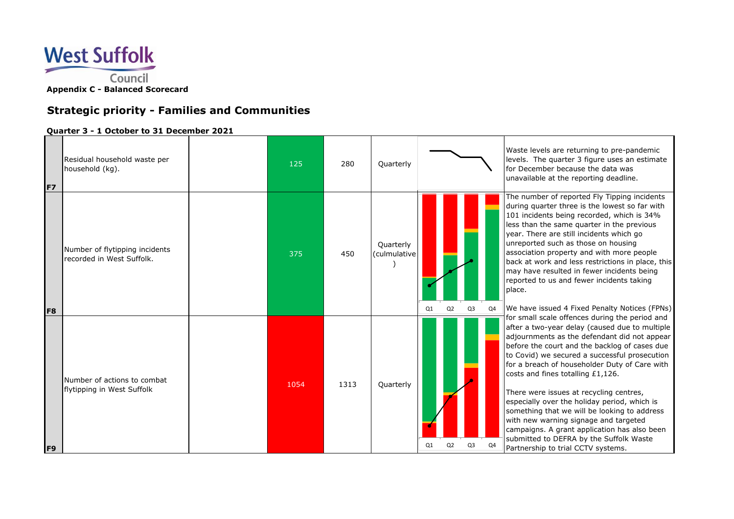West Suffolk Council

**Appendix C - Balanced Scorecard**

## Strategic priority - Families and Communities

**Quarter 3 - 1 October to 31 December 2021**

| Ref | Measure | | Value | Target | Frequency | Trend | Commentary |
|---|---|---|---|---|---|---|---|
| F7 | Residual household waste per household (kg). | | 125 | 280 | Quarterly | | Waste levels are returning to pre-pandemic levels. The quarter 3 figure uses an estimate for December because the data was unavailable at the reporting deadline. |
| F8 | Number of flytipping incidents recorded in West Suffolk. | | 375 | 450 | Quarterly (culmulative) | Q1 Q2 Q3 Q4 | The number of reported Fly Tipping incidents during quarter three is the lowest so far with 101 incidents being recorded, which is 34% less than the same quarter in the previous year. There are still incidents which go unreported such as those on housing association property and with more people back at work and less restrictions in place, this may have resulted in fewer incidents being reported to us and fewer incidents taking place. |
| F9 | Number of actions to combat flytipping in West Suffolk | | 1054 | 1313 | Quarterly | Q1 Q2 Q3 Q4 | We have issued 4 Fixed Penalty Notices (FPNs) for small scale offences during the period and after a two-year delay (caused due to multiple adjournments as the defendant did not appear before the court and the backlog of cases due to Covid) we secured a successful prosecution for a breach of householder Duty of Care with costs and fines totalling £1,126.<br><br>There were issues at recycling centres, especially over the holiday period, which is something that we will be looking to address with new warning signage and targeted campaigns. A grant application has also been submitted to DEFRA by the Suffolk Waste Partnership to trial CCTV systems. |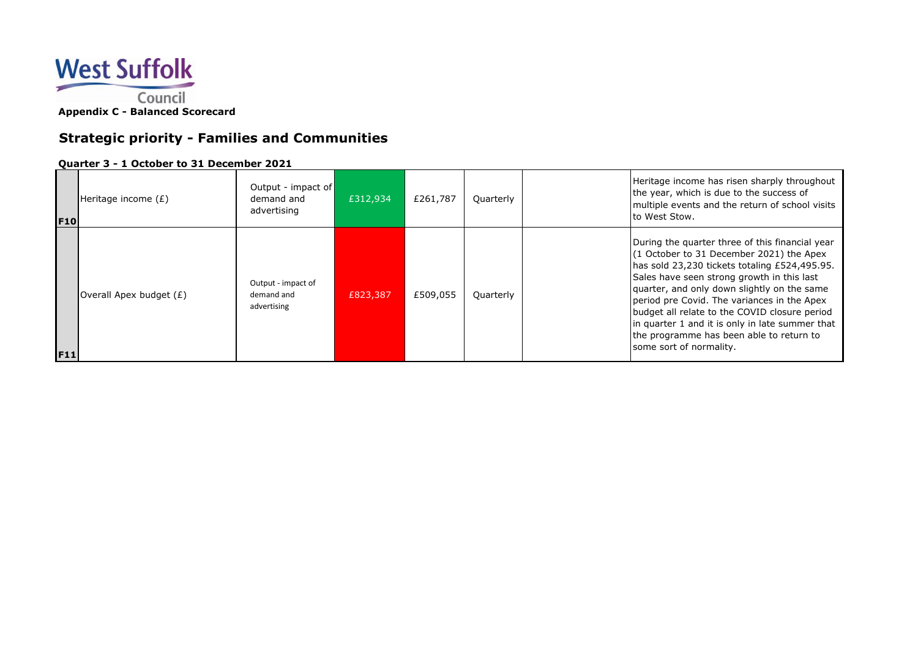West Suffolk Council

**Appendix C - Balanced Scorecard**

## Strategic priority - Families and Communities

**Quarter 3 - 1 October to 31 December 2021**

| | | | | | | | |
|---|---|---|---|---|---|---|---|
| F10 | Heritage income (£) | Output - impact of demand and advertising | £312,934 | £261,787 | Quarterly | | Heritage income has risen sharply throughout the year, which is due to the success of multiple events and the return of school visits to West Stow. |
| F11 | Overall Apex budget (£) | Output - impact of demand and advertising | £823,387 | £509,055 | Quarterly | | During the quarter three of this financial year (1 October to 31 December 2021) the Apex has sold 23,230 tickets totaling £524,495.95. Sales have seen strong growth in this last quarter, and only down slightly on the same period pre Covid. The variances in the Apex budget all relate to the COVID closure period in quarter 1 and it is only in late summer that the programme has been able to return to some sort of normality. |